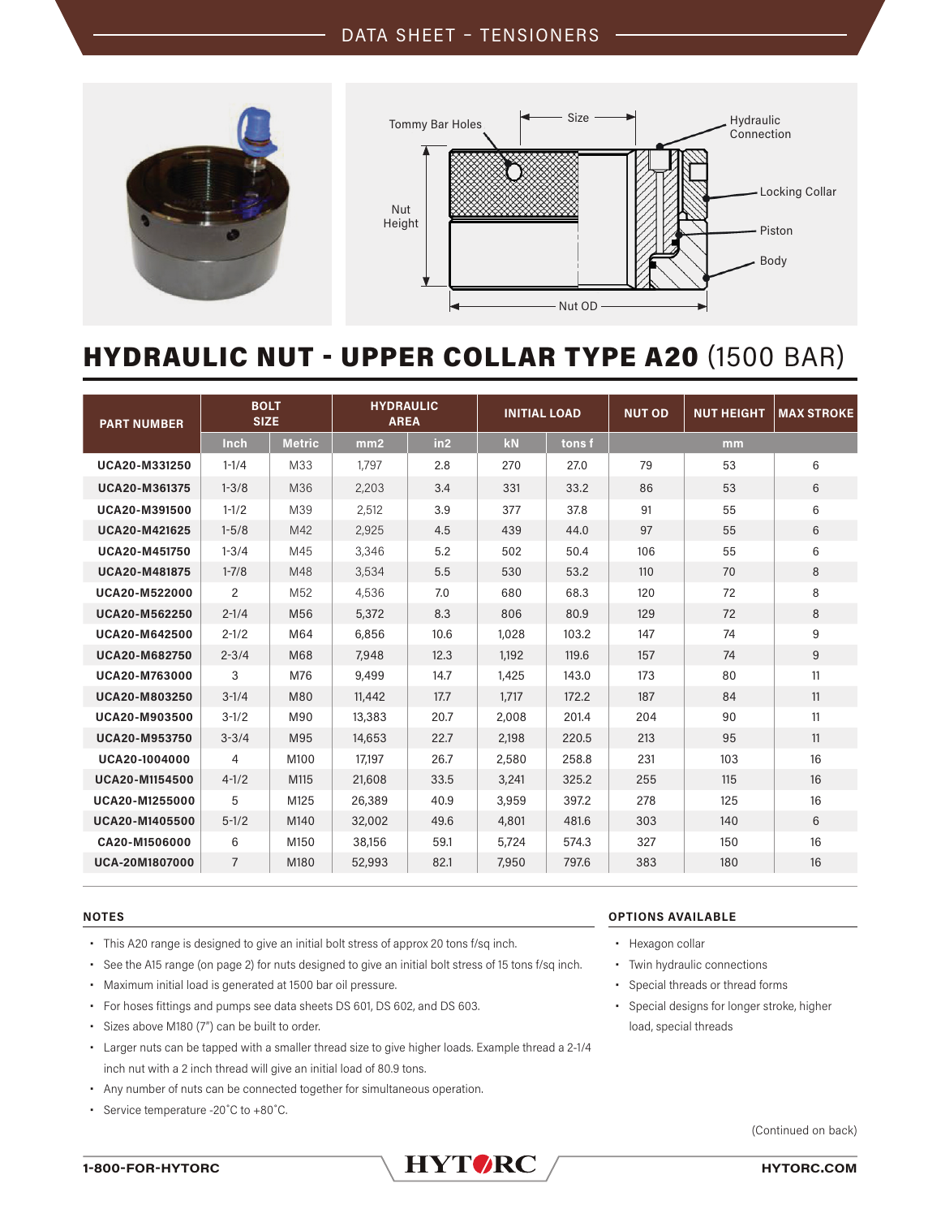DATA SHEET – TENSIONERS

Tommy Bar Holes | Size | Hydraulic Connection | Nut Height | Locking Collar | Piston | Body | Nut OD

# HYDRAULIC NUT - UPPER COLLAR TYPE A20 (1500 BAR)

| PART NUMBER | BOLT SIZE | | HYDRAULIC AREA | | INITIAL LOAD | | NUT OD | NUT HEIGHT | MAX STROKE |
|---|---|---|---|---|---|---|---|---|---|
| | Inch | Metric | mm2 | in2 | kN | tons f | mm | | |
| UCA20-M331250 | 1-1/4 | M33 | 1,797 | 2.8 | 270 | 27.0 | 79 | 53 | 6 |
| UCA20-M361375 | 1-3/8 | M36 | 2,203 | 3.4 | 331 | 33.2 | 86 | 53 | 6 |
| UCA20-M391500 | 1-1/2 | M39 | 2,512 | 3.9 | 377 | 37.8 | 91 | 55 | 6 |
| UCA20-M421625 | 1-5/8 | M42 | 2,925 | 4.5 | 439 | 44.0 | 97 | 55 | 6 |
| UCA20-M451750 | 1-3/4 | M45 | 3,346 | 5.2 | 502 | 50.4 | 106 | 55 | 6 |
| UCA20-M481875 | 1-7/8 | M48 | 3,534 | 5.5 | 530 | 53.2 | 110 | 70 | 8 |
| UCA20-M522000 | 2 | M52 | 4,536 | 7.0 | 680 | 68.3 | 120 | 72 | 8 |
| UCA20-M562250 | 2-1/4 | M56 | 5,372 | 8.3 | 806 | 80.9 | 129 | 72 | 8 |
| UCA20-M642500 | 2-1/2 | M64 | 6,856 | 10.6 | 1,028 | 103.2 | 147 | 74 | 9 |
| UCA20-M682750 | 2-3/4 | M68 | 7,948 | 12.3 | 1,192 | 119.6 | 157 | 74 | 9 |
| UCA20-M763000 | 3 | M76 | 9,499 | 14.7 | 1,425 | 143.0 | 173 | 80 | 11 |
| UCA20-M803250 | 3-1/4 | M80 | 11,442 | 17.7 | 1,717 | 172.2 | 187 | 84 | 11 |
| UCA20-M903500 | 3-1/2 | M90 | 13,383 | 20.7 | 2,008 | 201.4 | 204 | 90 | 11 |
| UCA20-M953750 | 3-3/4 | M95 | 14,653 | 22.7 | 2,198 | 220.5 | 213 | 95 | 11 |
| UCA20-1004000 | 4 | M100 | 17,197 | 26.7 | 2,580 | 258.8 | 231 | 103 | 16 |
| UCA20-M1154500 | 4-1/2 | M115 | 21,608 | 33.5 | 3,241 | 325.2 | 255 | 115 | 16 |
| UCA20-M1255000 | 5 | M125 | 26,389 | 40.9 | 3,959 | 397.2 | 278 | 125 | 16 |
| UCA20-M1405500 | 5-1/2 | M140 | 32,002 | 49.6 | 4,801 | 481.6 | 303 | 140 | 6 |
| CA20-M1506000 | 6 | M150 | 38,156 | 59.1 | 5,724 | 574.3 | 327 | 150 | 16 |
| UCA-20M1807000 | 7 | M180 | 52,993 | 82.1 | 7,950 | 797.6 | 383 | 180 | 16 |

### NOTES

- This A20 range is designed to give an initial bolt stress of approx 20 tons f/sq inch.
- See the A15 range (on page 2) for nuts designed to give an initial bolt stress of 15 tons f/sq inch.
- Maximum initial load is generated at 1500 bar oil pressure.
- For hoses fittings and pumps see data sheets DS 601, DS 602, and DS 603.
- Sizes above M180 (7") can be built to order.
- Larger nuts can be tapped with a smaller thread size to give higher loads. Example thread a 2-1/4 inch nut with a 2 inch thread will give an initial load of 80.9 tons.
- Any number of nuts can be connected together for simultaneous operation.
- Service temperature -20˚C to +80˚C.

### OPTIONS AVAILABLE

- Hexagon collar
- Twin hydraulic connections
- Special threads or thread forms
- Special designs for longer stroke, higher load, special threads

(Continued on back)

1-800-FOR-HYTORC | HYTORC | HYTORC.COM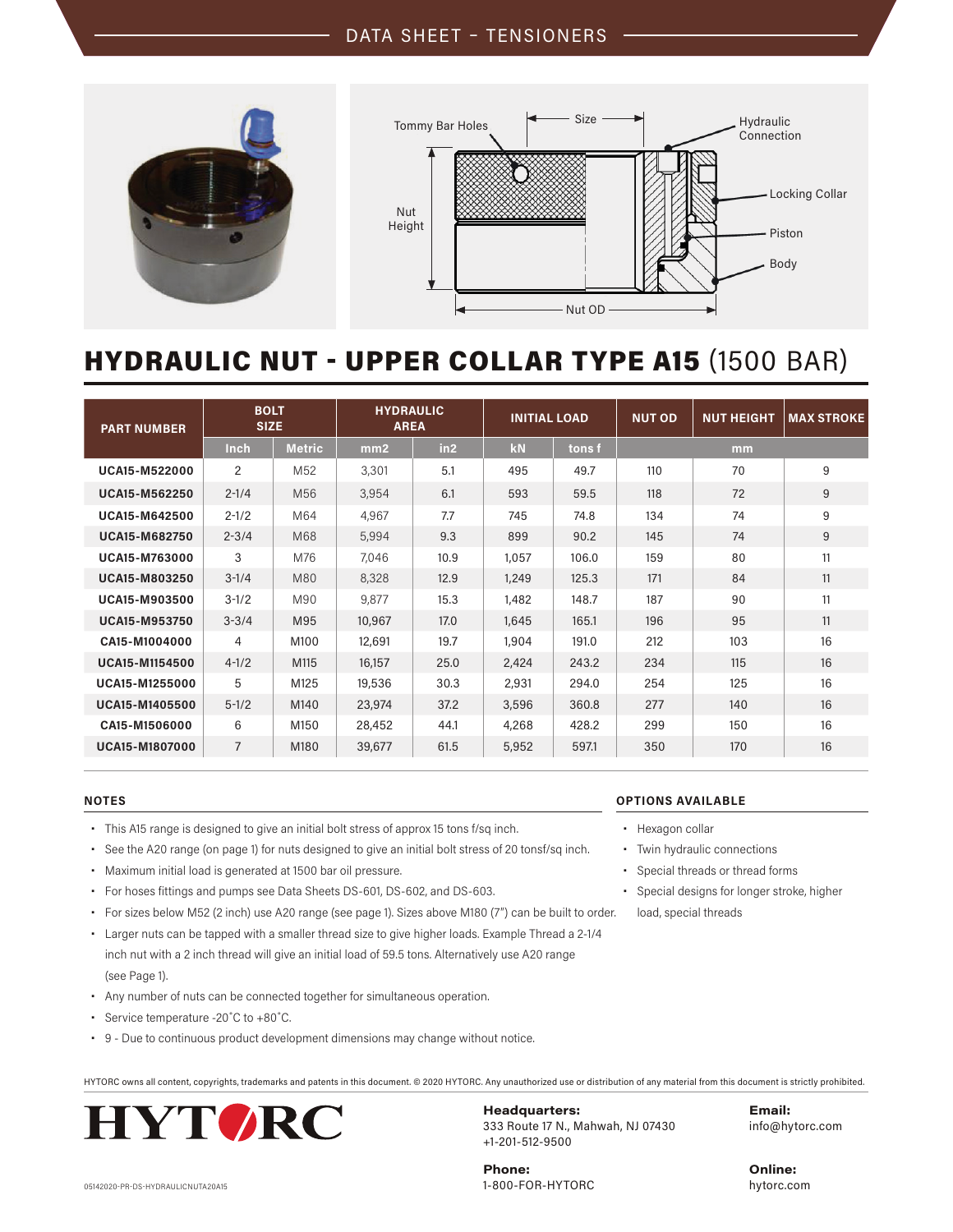DATA SHEET – TENSIONERS

Tommy Bar Holes

Size

Hydraulic Connection

Nut Height

Locking Collar

Piston

Body

Nut OD

# HYDRAULIC NUT - UPPER COLLAR TYPE A15 (1500 BAR)

| PART NUMBER | BOLT SIZE | | HYDRAULIC AREA | | INITIAL LOAD | | NUT OD | NUT HEIGHT | MAX STROKE |
|---|---|---|---|---|---|---|---|---|---|
| | Inch | Metric | mm2 | in2 | kN | tons f | mm | | |
| UCA15-M522000 | 2 | M52 | 3,301 | 5.1 | 495 | 49.7 | 110 | 70 | 9 |
| UCA15-M562250 | 2-1/4 | M56 | 3,954 | 6.1 | 593 | 59.5 | 118 | 72 | 9 |
| UCA15-M642500 | 2-1/2 | M64 | 4,967 | 7.7 | 745 | 74.8 | 134 | 74 | 9 |
| UCA15-M682750 | 2-3/4 | M68 | 5,994 | 9.3 | 899 | 90.2 | 145 | 74 | 9 |
| UCA15-M763000 | 3 | M76 | 7,046 | 10.9 | 1,057 | 106.0 | 159 | 80 | 11 |
| UCA15-M803250 | 3-1/4 | M80 | 8,328 | 12.9 | 1,249 | 125.3 | 171 | 84 | 11 |
| UCA15-M903500 | 3-1/2 | M90 | 9,877 | 15.3 | 1,482 | 148.7 | 187 | 90 | 11 |
| UCA15-M953750 | 3-3/4 | M95 | 10,967 | 17.0 | 1,645 | 165.1 | 196 | 95 | 11 |
| CA15-M1004000 | 4 | M100 | 12,691 | 19.7 | 1,904 | 191.0 | 212 | 103 | 16 |
| UCA15-M1154500 | 4-1/2 | M115 | 16,157 | 25.0 | 2,424 | 243.2 | 234 | 115 | 16 |
| UCA15-M1255000 | 5 | M125 | 19,536 | 30.3 | 2,931 | 294.0 | 254 | 125 | 16 |
| UCA15-M1405500 | 5-1/2 | M140 | 23,974 | 37.2 | 3,596 | 360.8 | 277 | 140 | 16 |
| CA15-M1506000 | 6 | M150 | 28,452 | 44.1 | 4,268 | 428.2 | 299 | 150 | 16 |
| UCA15-M1807000 | 7 | M180 | 39,677 | 61.5 | 5,952 | 597.1 | 350 | 170 | 16 |

### NOTES

- This A15 range is designed to give an initial bolt stress of approx 15 tons f/sq inch.
- See the A20 range (on page 1) for nuts designed to give an initial bolt stress of 20 tonsf/sq inch.
- Maximum initial load is generated at 1500 bar oil pressure.
- For hoses fittings and pumps see Data Sheets DS-601, DS-602, and DS-603.
- For sizes below M52 (2 inch) use A20 range (see page 1). Sizes above M180 (7") can be built to order.
- Larger nuts can be tapped with a smaller thread size to give higher loads. Example Thread a 2-1/4 inch nut with a 2 inch thread will give an initial load of 59.5 tons. Alternatively use A20 range (see Page 1).
- Any number of nuts can be connected together for simultaneous operation.
- Service temperature -20˚C to +80˚C.
- 9 - Due to continuous product development dimensions may change without notice.

### OPTIONS AVAILABLE

- Hexagon collar
- Twin hydraulic connections
- Special threads or thread forms
- Special designs for longer stroke, higher load, special threads

HYTORC owns all content, copyrights, trademarks and patents in this document. © 2020 HYTORC. Any unauthorized use or distribution of any material from this document is strictly prohibited.

HYTORC

**Headquarters:**
333 Route 17 N., Mahwah, NJ 07430
+1-201-512-9500

**Phone:**
1-800-FOR-HYTORC

**Email:**
info@hytorc.com

**Online:**
hytorc.com

05142020-PR-DS-HYDRAULICNUTA20A15